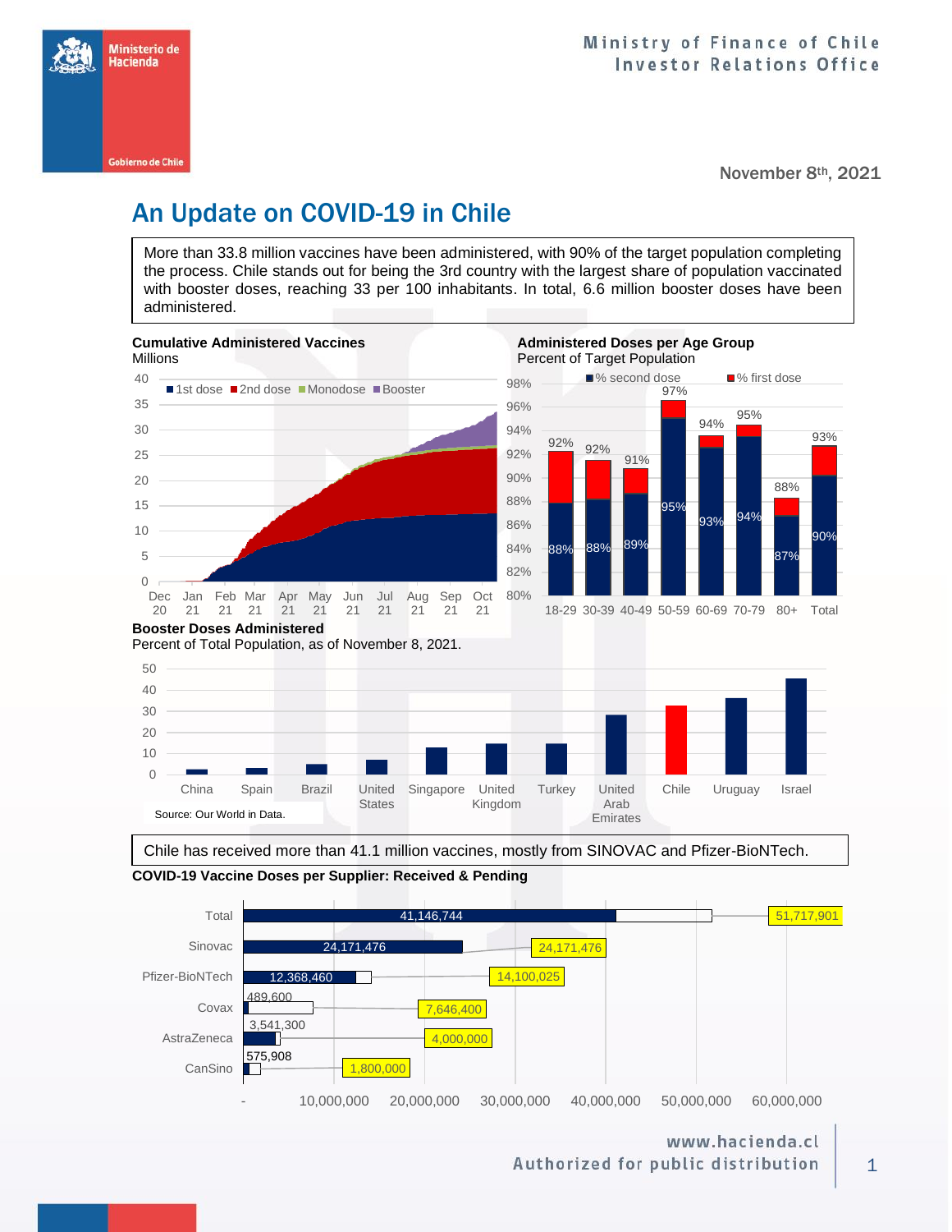Ministerio de Hacienda

Gobierno de Chile

Ministry of Finance of Chile
Investor Relations Office

November 8th, 2021

# An Update on COVID-19 in Chile

More than 33.8 million vaccines have been administered, with 90% of the target population completing the process. Chile stands out for being the 3rd country with the largest share of population vaccinated with booster doses, reaching 33 per 100 inhabitants. In total, 6.6 million booster doses have been administered.

**Cumulative Administered Vaccines**
Millions

Legend: 1st dose, 2nd dose, Monodose, Booster

Y-axis: 0, 5, 10, 15, 20, 25, 30, 35, 40

X-axis: Dec 20, Jan 21, Feb 21, Mar 21, Apr 21, May 21, Jun 21, Jul 21, Aug 21, Sep 21, Oct 21

**Administered Doses per Age Group**
Percent of Target Population

| Age Group | % second dose | % first dose |
|---|---|---|
| 18-29 | 88% | 92% |
| 30-39 | 88% | 92% |
| 40-49 | 89% | 91% |
| 50-59 | 95% | 97% |
| 60-69 | 93% | 94% |
| 70-79 | 94% | 95% |
| 80+ | 87% | 88% |
| Total | 90% | 93% |

**Booster Doses Administered**
Percent of Total Population, as of November 8, 2021.

Y-axis: 0, 10, 20, 30, 40, 50

Countries: China, Spain, Brazil, United States, Singapore, United Kingdom, Turkey, United Arab Emirates, Chile, Uruguay, Israel

Source: Our World in Data.

Chile has received more than 41.1 million vaccines, mostly from SINOVAC and Pfizer-BioNTech.

**COVID-19 Vaccine Doses per Supplier: Received & Pending**

| Supplier | Received | Total (Received & Pending) |
|---|---|---|
| Total | 41,146,744 | 51,717,901 |
| Sinovac | 24,171,476 | 24,171,476 |
| Pfizer-BioNTech | 12,368,460 | 14,100,025 |
| Covax | 489,600 | 7,646,400 |
| AstraZeneca | 3,541,300 | 4,000,000 |
| CanSino | 575,908 | 1,800,000 |

X-axis: -, 10,000,000, 20,000,000, 30,000,000, 40,000,000, 50,000,000, 60,000,000

www.hacienda.cl
Authorized for public distribution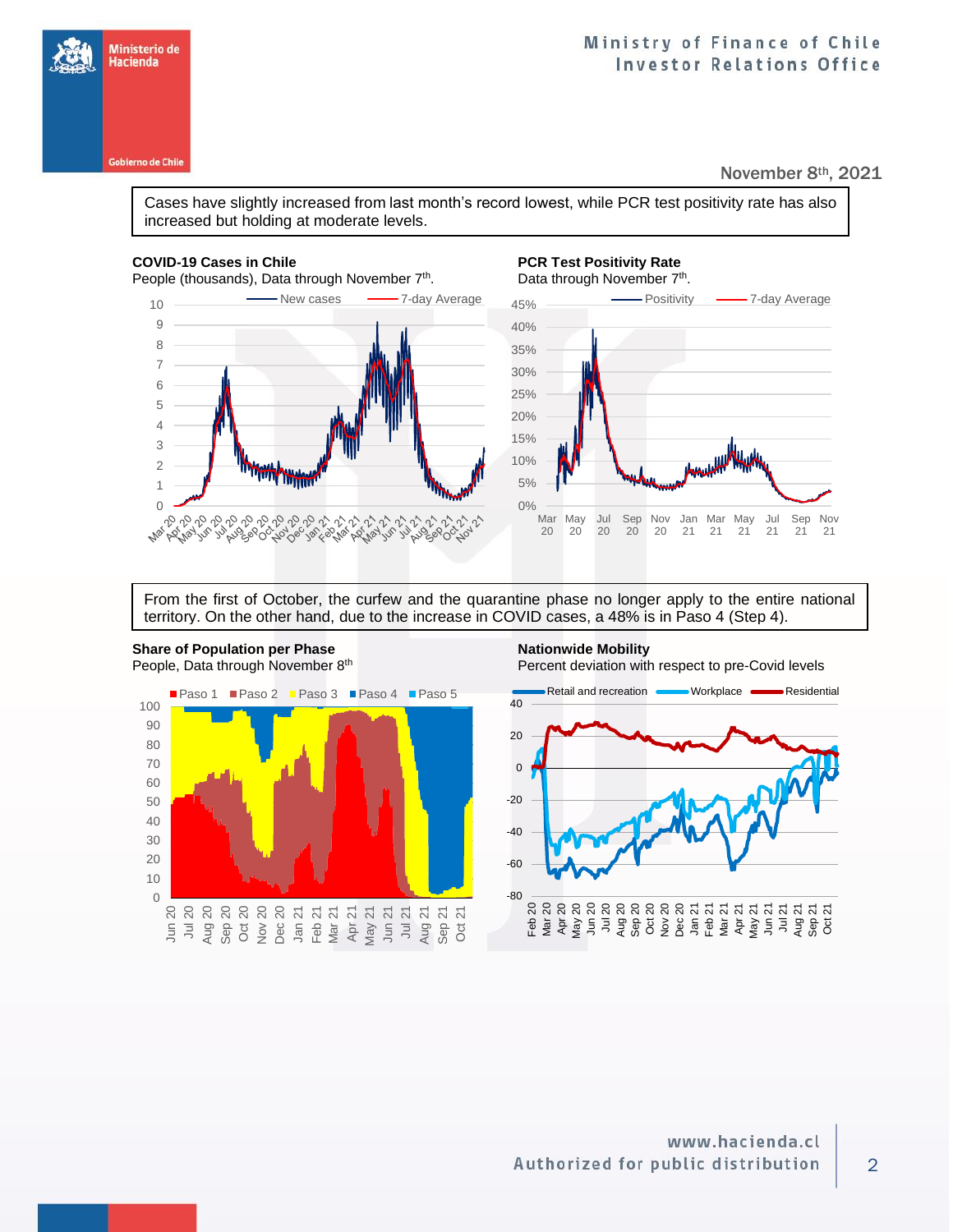November 8th, 2021

Cases have slightly increased from last month's record lowest, while PCR test positivity rate has also increased but holding at moderate levels.

**COVID-19 Cases in Chile**
People (thousands), Data through November 7th.

**PCR Test Positivity Rate**
Data through November 7th.

From the first of October, the curfew and the quarantine phase no longer apply to the entire national territory. On the other hand, due to the increase in COVID cases, a 48% is in Paso 4 (Step 4).

**Share of Population per Phase**
People, Data through November 8th

**Nationwide Mobility**
Percent deviation with respect to pre-Covid levels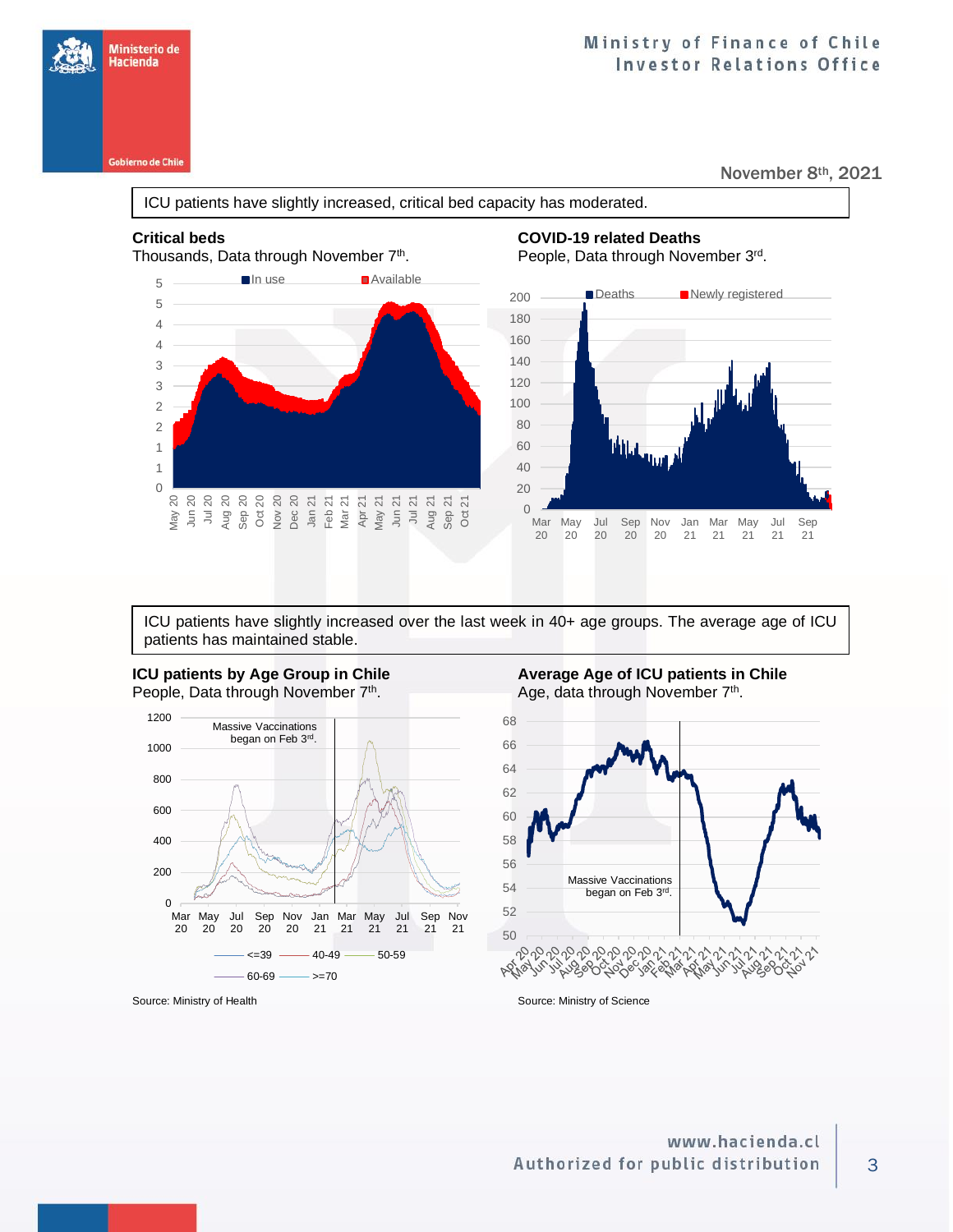November 8th, 2021

ICU patients have slightly increased, critical bed capacity has moderated.

**Critical beds**
Thousands, Data through November 7th.

In use
Available

5
5
4
4
3
3
2
2
1
1
0

May 20 Jun 20 Jul 20 Aug 20 Sep 20 Oct 20 Nov 20 Dec 20 Jan 21 Feb 21 Mar 21 Apr 21 May 21 Jun 21 Jul 21 Aug 21 Sep 21 Oct 21

**COVID-19 related Deaths**
People, Data through November 3rd.

Deaths
Newly registered

200
180
160
140
120
100
80
60
40
20
0

Mar 20 May 20 Jul 20 Sep 20 Nov 20 Jan 21 Mar 21 May 21 Jul 21 Sep 21

ICU patients have slightly increased over the last week in 40+ age groups. The average age of ICU patients has maintained stable.

**ICU patients by Age Group in Chile**
People, Data through November 7th.

Massive Vaccinations began on Feb 3rd.

1200
1000
800
600
400
200
0

Mar 20 May 20 Jul 20 Sep 20 Nov 20 Jan 21 Mar 21 May 21 Jul 21 Sep 21 Nov 21

<=39
40-49
50-59
60-69
>=70

**Average Age of ICU patients in Chile**
Age, data through November 7th.

Massive Vaccinations began on Feb 3rd.

68
66
64
62
60
58
56
54
52
50

Apr 20 May 20 Jun 20 Jul 20 Aug 20 Sep 20 Oct 20 Nov 20 Dec 20 Jan 21 Feb 21 Mar 21 Apr 21 May 21 Jun 21 Jul 21 Aug 21 Sep 21 Oct 21 Nov 21

Source: Ministry of Health

Source: Ministry of Science